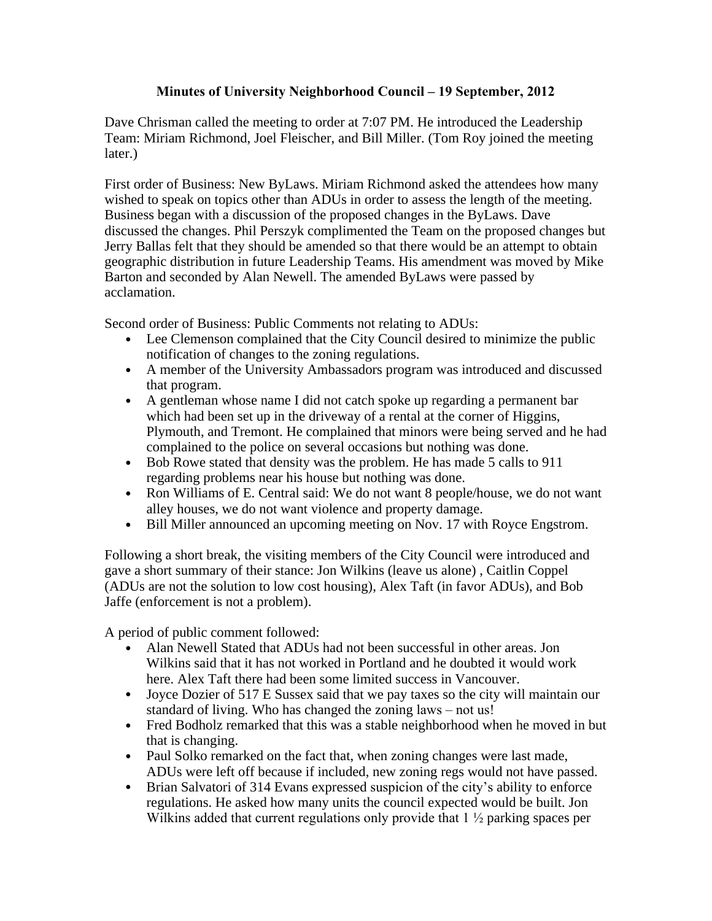**Minutes of University Neighborhood Council – 19 September, 2012**

Dave Chrisman called the meeting to order at 7:07 PM. He introduced the Leadership Team: Miriam Richmond, Joel Fleischer, and Bill Miller. (Tom Roy joined the meeting later.)

First order of Business: New ByLaws. Miriam Richmond asked the attendees how many wished to speak on topics other than ADUs in order to assess the length of the meeting. Business began with a discussion of the proposed changes in the ByLaws. Dave discussed the changes. Phil Perszyk complimented the Team on the proposed changes but Jerry Ballas felt that they should be amended so that there would be an attempt to obtain geographic distribution in future Leadership Teams. His amendment was moved by Mike Barton and seconded by Alan Newell. The amended ByLaws were passed by acclamation.

Second order of Business: Public Comments not relating to ADUs:

- Lee Clemenson complained that the City Council desired to minimize the public notification of changes to the zoning regulations.
- A member of the University Ambassadors program was introduced and discussed that program.
- A gentleman whose name I did not catch spoke up regarding a permanent bar which had been set up in the driveway of a rental at the corner of Higgins, Plymouth, and Tremont. He complained that minors were being served and he had complained to the police on several occasions but nothing was done.
- Bob Rowe stated that density was the problem. He has made 5 calls to 911 regarding problems near his house but nothing was done.
- Ron Williams of E. Central said: We do not want 8 people/house, we do not want alley houses, we do not want violence and property damage.
- Bill Miller announced an upcoming meeting on Nov. 17 with Royce Engstrom.

Following a short break, the visiting members of the City Council were introduced and gave a short summary of their stance: Jon Wilkins (leave us alone) , Caitlin Coppel (ADUs are not the solution to low cost housing), Alex Taft (in favor ADUs), and Bob Jaffe (enforcement is not a problem).

A period of public comment followed:

- Alan Newell Stated that ADUs had not been successful in other areas. Jon Wilkins said that it has not worked in Portland and he doubted it would work here. Alex Taft there had been some limited success in Vancouver.
- Joyce Dozier of 517 E Sussex said that we pay taxes so the city will maintain our standard of living. Who has changed the zoning laws – not us!
- Fred Bodholz remarked that this was a stable neighborhood when he moved in but that is changing.
- Paul Solko remarked on the fact that, when zoning changes were last made, ADUs were left off because if included, new zoning regs would not have passed.
- Brian Salvatori of 314 Evans expressed suspicion of the city's ability to enforce regulations. He asked how many units the council expected would be built. Jon Wilkins added that current regulations only provide that 1 ½ parking spaces per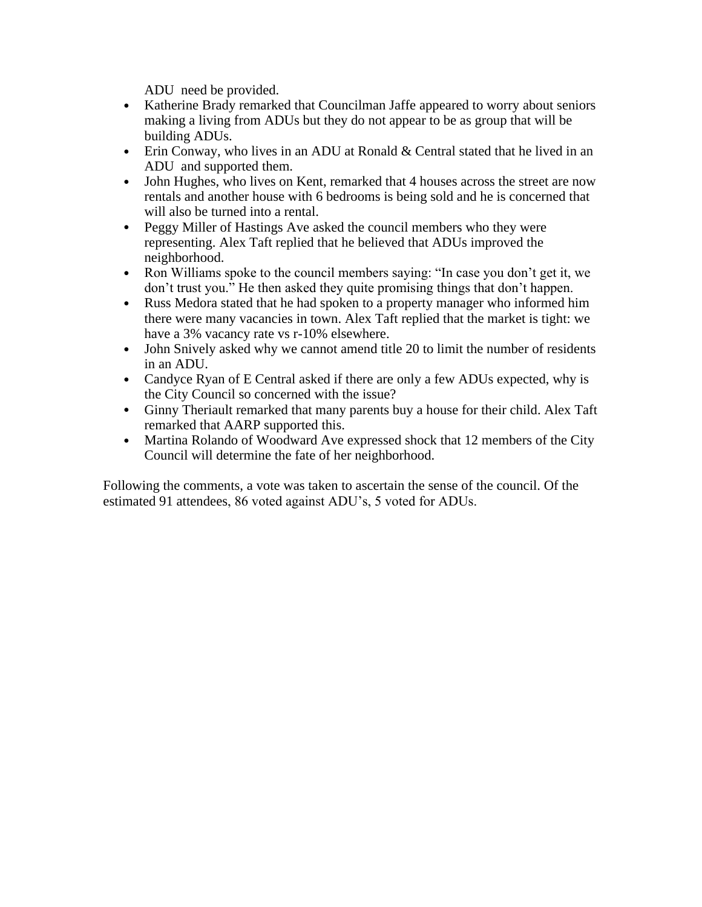ADU need be provided.

- Katherine Brady remarked that Councilman Jaffe appeared to worry about seniors making a living from ADUs but they do not appear to be as group that will be building ADUs.
- Erin Conway, who lives in an ADU at Ronald & Central stated that he lived in an ADU and supported them.
- John Hughes, who lives on Kent, remarked that 4 houses across the street are now rentals and another house with 6 bedrooms is being sold and he is concerned that will also be turned into a rental.
- Peggy Miller of Hastings Ave asked the council members who they were representing. Alex Taft replied that he believed that ADUs improved the neighborhood.
- Ron Williams spoke to the council members saying: "In case you don't get it, we don't trust you." He then asked they quite promising things that don't happen.
- Russ Medora stated that he had spoken to a property manager who informed him there were many vacancies in town. Alex Taft replied that the market is tight: we have a 3% vacancy rate vs r-10% elsewhere.
- John Snively asked why we cannot amend title 20 to limit the number of residents in an ADU.
- Candyce Ryan of E Central asked if there are only a few ADUs expected, why is the City Council so concerned with the issue?
- Ginny Theriault remarked that many parents buy a house for their child. Alex Taft remarked that AARP supported this.
- Martina Rolando of Woodward Ave expressed shock that 12 members of the City Council will determine the fate of her neighborhood.

Following the comments, a vote was taken to ascertain the sense of the council. Of the estimated 91 attendees, 86 voted against ADU's, 5 voted for ADUs.